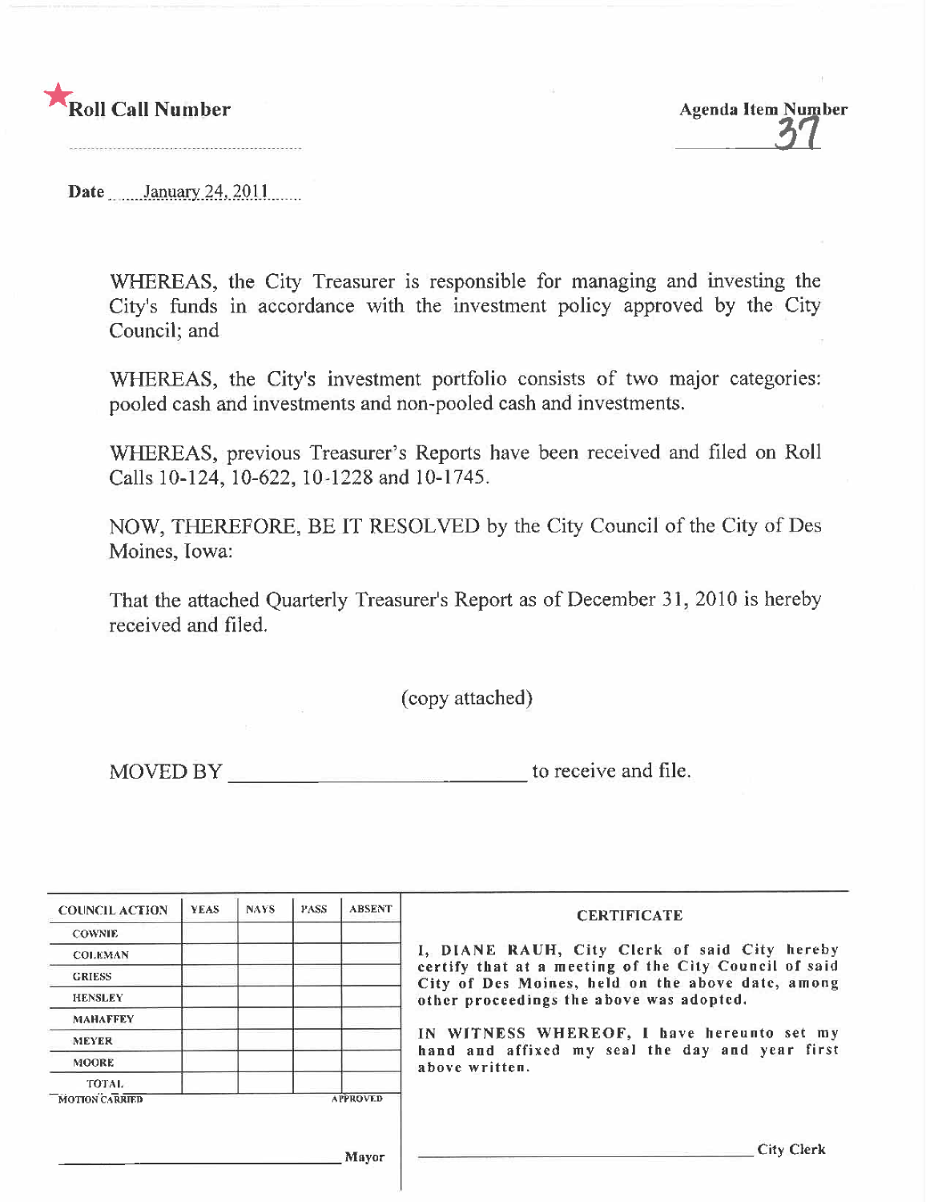★Roll Call Number

Agenda Item Number 37

Date January 24, 2011

WHEREAS, the City Treasurer is responsible for managing and investing the City's funds in accordance with the investment policy approved by the City Council; and

WHEREAS, the City's investment portfolio consists of two major categories: pooled cash and investments and non-pooled cash and investments.

WHEREAS, previous Treasurer's Reports have been received and filed on Roll Calls 10-124, 10-622, 10-1228 and 10-1745.

NOW, THEREFORE, BE IT RESOLVED by the City Council of the City of Des Moines, Iowa:

That the attached Quarterly Treasurer's Report as of December 31, 2010 is hereby received and filed.

(copy attached)

MOVED BY ____________________ to receive and file.

| COUNCIL ACTION | YEAS | NAYS | PASS | ABSENT |
|---|---|---|---|---|
| COWNIE | | | | |
| COLEMAN | | | | |
| GRIESS | | | | |
| HENSLEY | | | | |
| MAHAFFEY | | | | |
| MEYER | | | | |
| MOORE | | | | |
| TOTAL | | | | |
| MOTION CARRIED | | | | APPROVED |

____________________ Mayor

**CERTIFICATE**

I, DIANE RAUH, City Clerk of said City hereby certify that at a meeting of the City Council of said City of Des Moines, held on the above date, among other proceedings the above was adopted.

IN WITNESS WHEREOF, I have hereunto set my hand and affixed my seal the day and year first above written.

____________________ City Clerk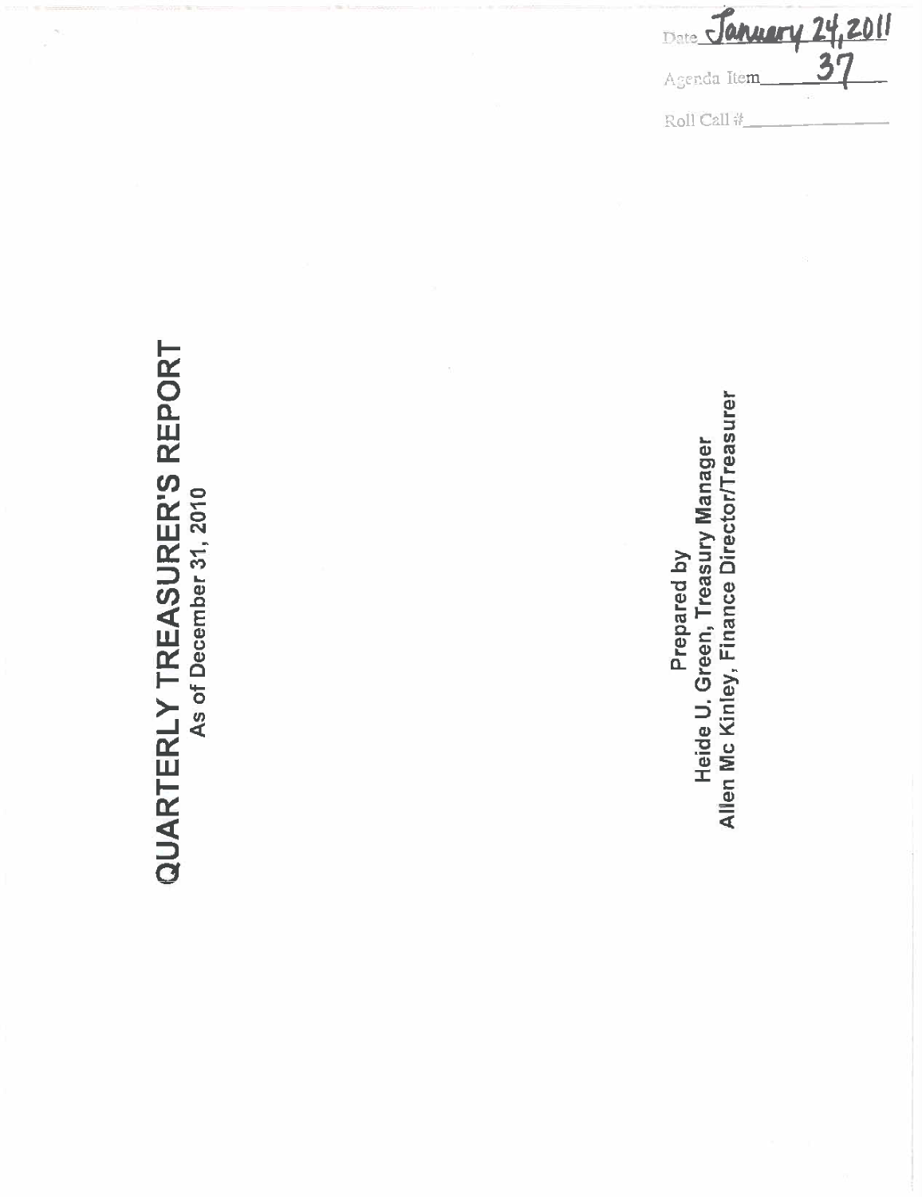Date January 24, 2011

Agenda Item 37

Roll Call #\_\_\_\_\_\_\_\_\_\_

# QUARTERLY TREASURER'S REPORT

## As of December 31, 2010

Prepared by

Heide U. Green, Treasury Manager

Allen Mc Kinley, Finance Director/Treasurer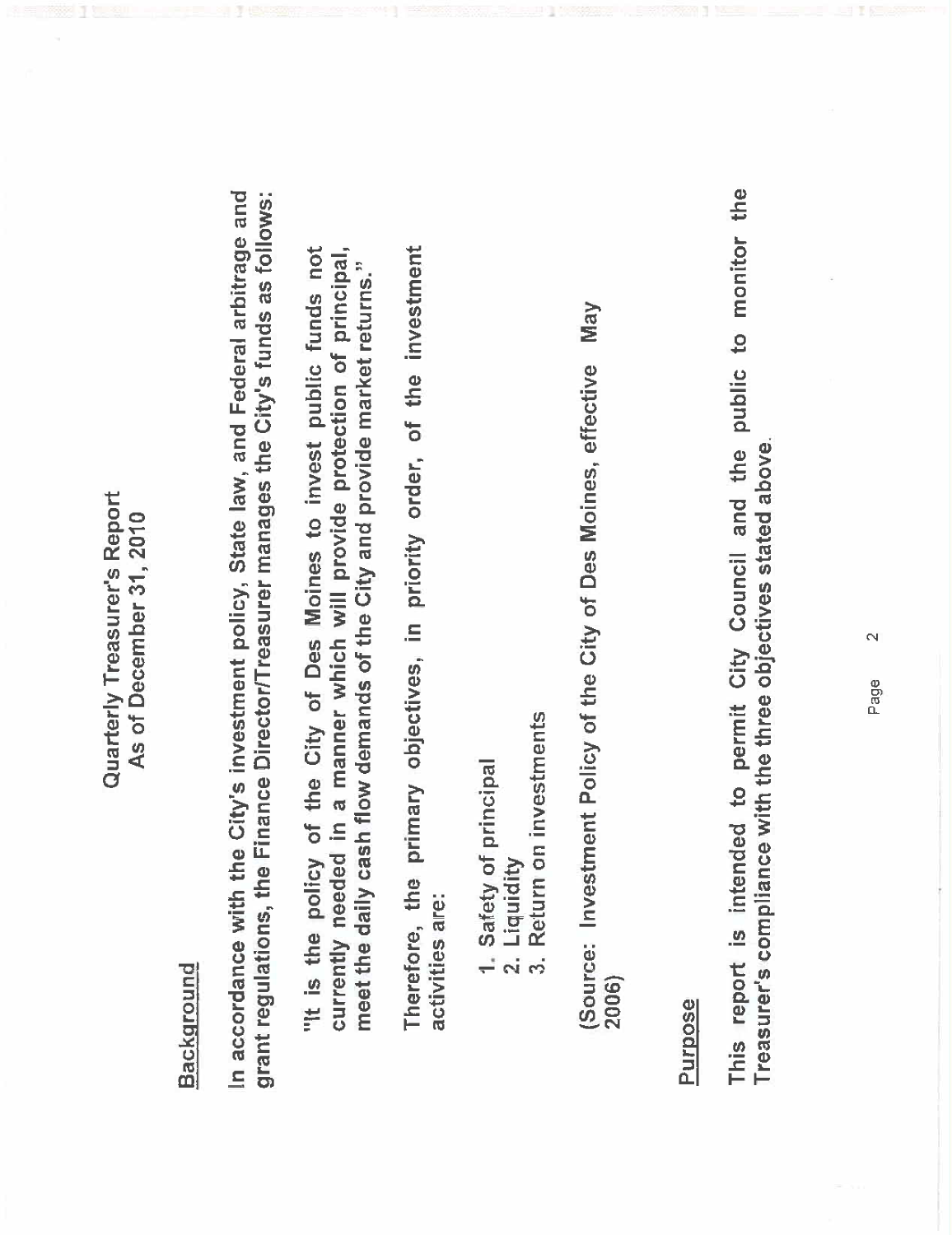# Quarterly Treasurer's Report
## As of December 31, 2010

## Background

In accordance with the City's investment policy, State law, and Federal arbitrage and grant regulations, the Finance Director/Treasurer manages the City's funds as follows:

> "It is the policy of the City of Des Moines to invest public funds not currently needed in a manner which will provide protection of principal, meet the daily cash flow demands of the City and provide market returns."

Therefore, the primary objectives, in priority order, of the investment activities are:

1. Safety of principal
2. Liquidity
3. Return on investments

(Source: Investment Policy of the City of Des Moines, effective May 2006)

## Purpose

This report is intended to permit City Council and the public to monitor the Treasurer's compliance with the three objectives stated above.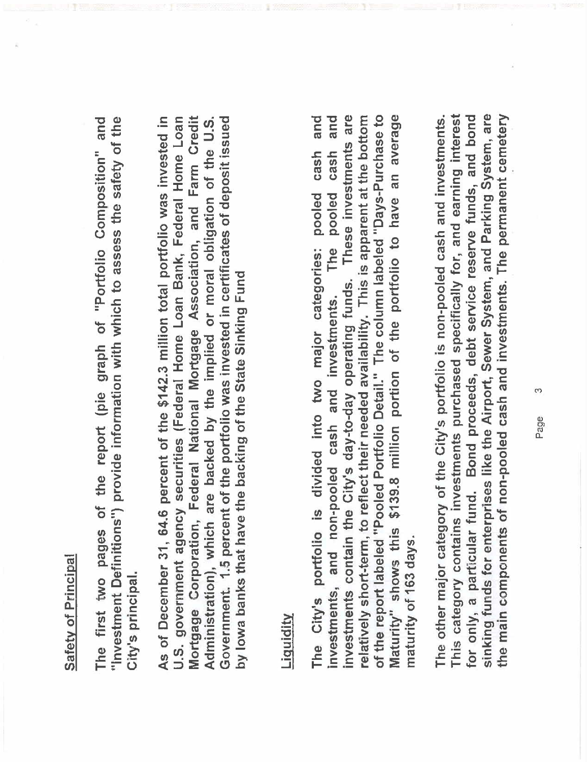## Safety of Principal

The first two pages of the report (pie graph of "Portfolio Composition" and "Investment Definitions") provide information with which to assess the safety of the City's principal.

As of December 31, 64.6 percent of the $142.3 million total portfolio was invested in U.S. government agency securities (Federal Home Loan Bank, Federal Home Loan Mortgage Corporation, Federal National Mortgage Association, and Farm Credit Administration), which are backed by the implied or moral obligation of the U.S. Government. 1.5 percent of the portfolio was invested in certificates of deposit issued by Iowa banks that have the backing of the State Sinking Fund

## Liquidity

The City's portfolio is divided into two major categories: pooled cash and investments, and non-pooled cash and investments. The pooled cash and investments contain the City's day-to-day operating funds. These investments are relatively short-term, to reflect their needed availability. This is apparent at the bottom of the report labeled "Pooled Portfolio Detail." The column labeled "Days-Purchase to Maturity" shows this $139.8 million portion of the portfolio to have an average maturity of 163 days.

The other major category of the City's portfolio is non-pooled cash and investments. This category contains investments purchased specifically for, and earning interest for only, a particular fund. Bond proceeds, debt service reserve funds, and bond sinking funds for enterprises like the Airport, Sewer System, and Parking System, are the main components of non-pooled cash and investments. The permanent cemetery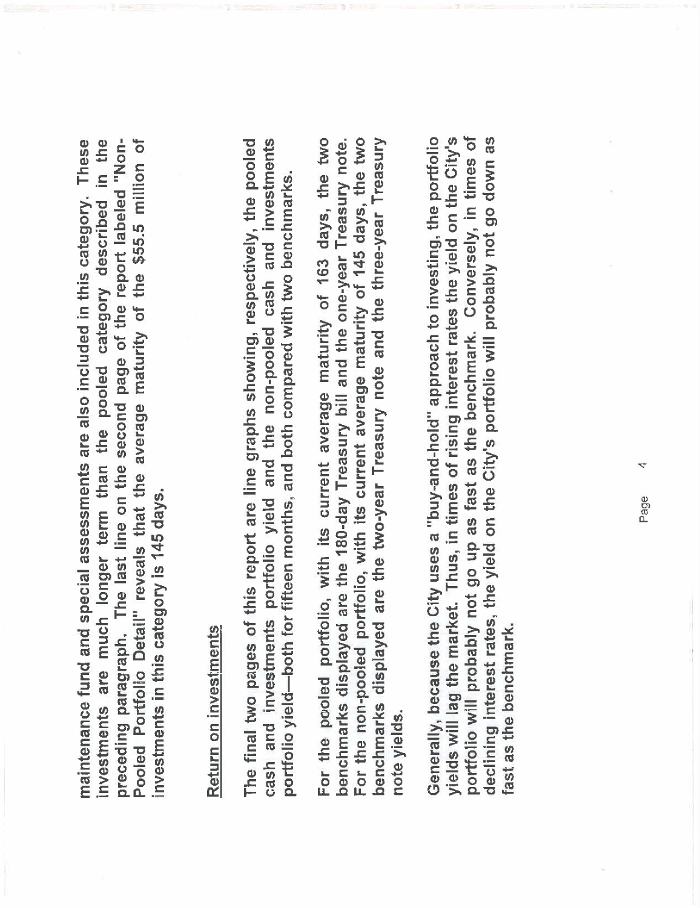maintenance fund and special assessments are also included in this category. These investments are much longer term than the pooled category described in the preceding paragraph. The last line on the second page of the report labeled "Non-Pooled Portfolio Detail" reveals that the average maturity of the $55.5 million of investments in this category is 145 days.

## Return on investments

The final two pages of this report are line graphs showing, respectively, the pooled cash and investments portfolio yield and the non-pooled cash and investments portfolio yield—both for fifteen months, and both compared with two benchmarks.

For the pooled portfolio, with its current average maturity of 163 days, the two benchmarks displayed are the 180-day Treasury bill and the one-year Treasury note. For the non-pooled portfolio, with its current average maturity of 145 days, the two benchmarks displayed are the two-year Treasury note and the three-year Treasury note yields.

Generally, because the City uses a "buy-and-hold" approach to investing, the portfolio yields will lag the market. Thus, in times of rising interest rates the yield on the City's portfolio will probably not go up as fast as the benchmark. Conversely, in times of declining interest rates, the yield on the City's portfolio will probably not go down as fast as the benchmark.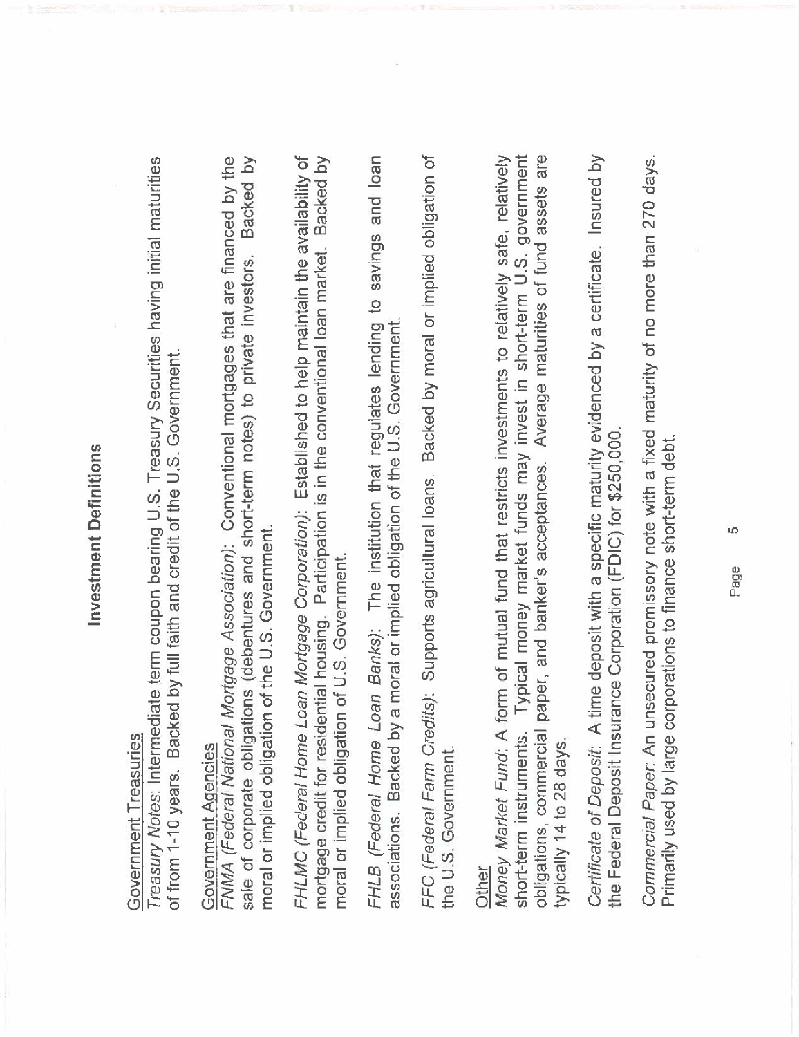# Investment Definitions

<u>Government Treasuries</u>

*Treasury Notes*: Intermediate term coupon bearing U.S. Treasury Securities having initial maturities of from 1-10 years. Backed by full faith and credit of the U.S. Government.

<u>Government Agencies</u>

*FNMA (Federal National Mortgage Association)*: Conventional mortgages that are financed by the sale of corporate obligations (debentures and short-term notes) to private investors. Backed by moral or implied obligation of the U.S. Government.

*FHLMC (Federal Home Loan Mortgage Corporation)*: Established to help maintain the availability of mortgage credit for residential housing. Participation is in the conventional loan market. Backed by moral or implied obligation of U.S. Government.

*FHLB (Federal Home Loan Banks)*: The institution that regulates lending to savings and loan associations. Backed by a moral or implied obligation of the U.S. Government.

*FFC (Federal Farm Credits)*: Supports agricultural loans. Backed by moral or implied obligation of the U.S. Government.

<u>Other</u>

*Money Market Fund*: A form of mutual fund that restricts investments to relatively safe, relatively short-term instruments. Typical money market funds may invest in short-term U.S. government obligations, commercial paper, and banker's acceptances. Average maturities of fund assets are typically 14 to 28 days.

*Certificate of Deposit*: A time deposit with a specific maturity evidenced by a certificate. Insured by the Federal Deposit Insurance Corporation (FDIC) for $250,000.

*Commercial Paper*: An unsecured promissory note with a fixed maturity of no more than 270 days. Primarily used by large corporations to finance short-term debt.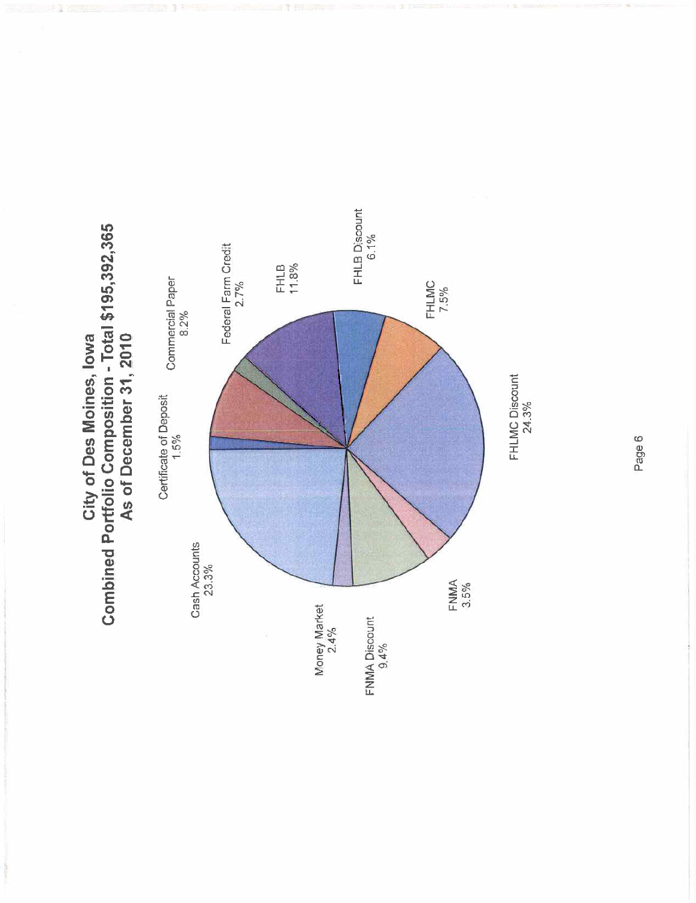# City of Des Moines, Iowa
## Combined Portfolio Composition - Total $195,392,365
## As of December 31, 2010

| Category | Percentage |
|---|---|
| Cash Accounts | 23.3% |
| Certificate of Deposit | 1.5% |
| Commercial Paper | 8.2% |
| Federal Farm Credit | 2.7% |
| FHLB | 11.8% |
| FHLB Discount | 6.1% |
| FHLMC | 7.5% |
| FHLMC Discount | 24.3% |
| FNMA | 3.5% |
| FNMA Discount | 9.4% |
| Money Market | 2.4% |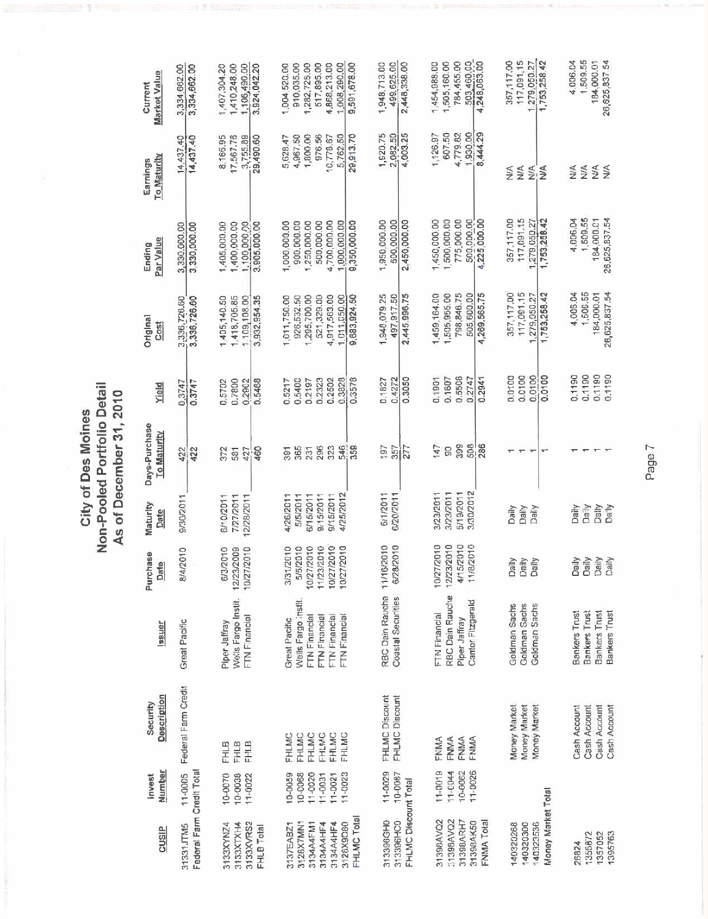# City of Des Moines
## Non-Pooled Portfolio Detail
### As of December 31, 2010

| CUSIP | Invest Number | Security Description | Issuer | Purchase Date | Maturity Date | Days-Purchase To Maturity | Yield | Original Cost | Ending Par Value | Earnings To Maturity | Current Market Value |
|---|---|---|---|---|---|---|---|---|---|---|---|
| 31331JTM5 | 11-0005 | Federal Farm Credit | Great Pacific | 8/4/2010 | 9/30/2011 | 422 | 0.3747 | 3,336,726.60 | 3,330,000.00 | 14,437.40 | 3,334,662.00 |
| Federal Farm Credit Total | | | | | | 422 | 0.3747 | 3,336,726.60 | 3,330,000.00 | 14,437.40 | 3,334,662.00 |
| 3133XYNZ4 | 10-0070 | FHLB | Piper Jaffray | 6/3/2010 | 6/10/2011 | 372 | 0.5702 | 1,405,140.50 | 1,405,000.00 | 8,166.95 | 1,407,304.20 |
| 3133XTXH4 | 10-0038 | FHLB | Wells Fargo Instit. | 12/23/2009 | 7/27/2011 | 581 | 0.7800 | 1,418,705.85 | 1,400,000.00 | 17,567.76 | 1,410,248.00 |
| 3133XVRS2 | 11-0022 | FHLB | FTN Financial | 10/27/2010 | 12/28/2011 | 427 | 0.2902 | 1,109,108.00 | 1,100,000.00 | 3,755.89 | 1,106,490.00 |
| FHLB Total | | | | | | 460 | 0.5468 | 3,932,954.35 | 3,905,000.00 | 29,490.60 | 3,924,042.20 |
| 3137EABZ1 | 10-0059 | FHLMC | Great Pacific | 3/31/2010 | 4/26/2011 | 391 | 0.5217 | 1,011,750.00 | 1,000,000.00 | 5,628.47 | 1,004,520.00 |
| 3128X7MN1 | 10-0068 | FHLMC | Wells Fargo Instit. | 5/5/2010 | 5/5/2011 | 365 | 0.5400 | 926,532.50 | 900,000.00 | 4,967.50 | 910,035.00 |
| 3134A4FM1 | 11-0020 | FHLMC | FTN Financial | 10/27/2010 | 6/15/2011 | 231 | 0.2197 | 1,265,700.00 | 1,250,000.00 | 1,800.00 | 1,282,725.00 |
| 3134A4HF4 | 11-0031 | FHLMC | FTN Financial | 11/23/2010 | 9/15/2011 | 296 | 0.2323 | 521,329.00 | 500,000.00 | 976.56 | 517,895.00 |
| 3134A4HF4 | 11-0021 | FHLMC | FTN Financial | 10/27/2010 | 9/15/2011 | 323 | 0.2502 | 4,917,563.00 | 4,700,000.00 | 10,778.67 | 4,868,213.00 |
| 3128X9D80 | 11-0023 | FHLMC | FTN Financial | 10/27/2010 | 4/25/2012 | 546 | 0.3828 | 1,011,050.00 | 1,000,000.00 | 5,762.50 | 1,008,290.00 |
| FHLMC Total | | | | | | 358 | 0.3578 | 9,683,924.50 | 9,350,000.00 | 29,913.70 | 9,591,678.00 |
| 313396GH0 | 11-0029 | FHLMC Discount | RBC Dain Rauche | 11/16/2010 | 6/1/2011 | 197 | 0.1827 | 1,948,079.25 | 1,950,000.00 | 1,920.75 | 1,948,713.00 |
| 313396HC0 | 10-0087 | FHLMC Discount | Coastal Securities | 6/28/2010 | 6/20/2011 | 357 | 0.4272 | 497,917.50 | 500,000.00 | 2,082.50 | 499,625.00 |
| FHLMC Discount Total | | | | | | 277 | 0.3050 | 2,445,996.75 | 2,450,000.00 | 4,003.25 | 2,448,338.00 |
| 31398AVQ2 | 11-0019 | FNMA | FTN Financial | 10/27/2010 | 3/23/2011 | 147 | 0.1901 | 1,459,164.00 | 1,450,000.00 | 1,126.97 | 1,454,988.00 |
| 31398AVQ2 | 11-0044 | FNMA | RBC Dain Rauche | 12/23/2010 | 3/23/2011 | 90 | 0.1607 | 1,505,955.00 | 1,500,000.00 | 607.50 | 1,505,160.00 |
| 31398AKH7 | 10-0062 | FNMA | Piper Jaffray | 4/15/2010 | 5/19/2011 | 399 | 0.5508 | 798,846.75 | 775,000.00 | 4,779.82 | 784,455.00 |
| 31398AK50 | 11-0026 | FNMA | Cantor Fitzgerald | 11/8/2010 | 3/30/2012 | 508 | 0.2747 | 505,600.00 | 500,000.00 | 1,930.00 | 503,460.00 |
| FNMA Total | | | | | | 286 | 0.2941 | 4,269,565.75 | 4,225,000.00 | 8,444.29 | 4,248,063.00 |
| 140320268 | | Money Market | Goldman Sachs | Daily | Daily | 1 | 0.0100 | 357,117.00 | 357,117.00 | N/A | 357,117.00 |
| 140320300 | | Money Market | Goldman Sachs | Daily | Daily | 1 | 0.0100 | 117,091.15 | 117,091.15 | N/A | 117,091.15 |
| 140323536 | | Money Market | Goldman Sachs | Daily | Daily | 1 | 0.0100 | 1,279,050.27 | 1,279,050.27 | N/A | 1,279,050.27 |
| Money Market Total | | | | | | 1 | 0.0100 | 1,753,258.42 | 1,753,258.42 | N/A | 1,753,258.42 |
| 26824 | | Cash Account | Bankers Trust | Daily | Daily | 1 | 0.1190 | 4,006.04 | 4,006.04 | N/A | 4,006.04 |
| 1356872 | | Cash Account | Bankers Trust | Daily | Daily | 1 | 0.1190 | 1,509.55 | 1,509.55 | N/A | 1,509.55 |
| 1357052 | | Cash Account | Bankers Trust | Daily | Daily | 1 | 0.1190 | 184,000.01 | 184,000.01 | N/A | 184,000.01 |
| 1395763 | | Cash Account | Bankers Trust | Daily | Daily | 1 | 0.1190 | 26,625,837.54 | 26,625,837.54 | N/A | 26,625,837.54 |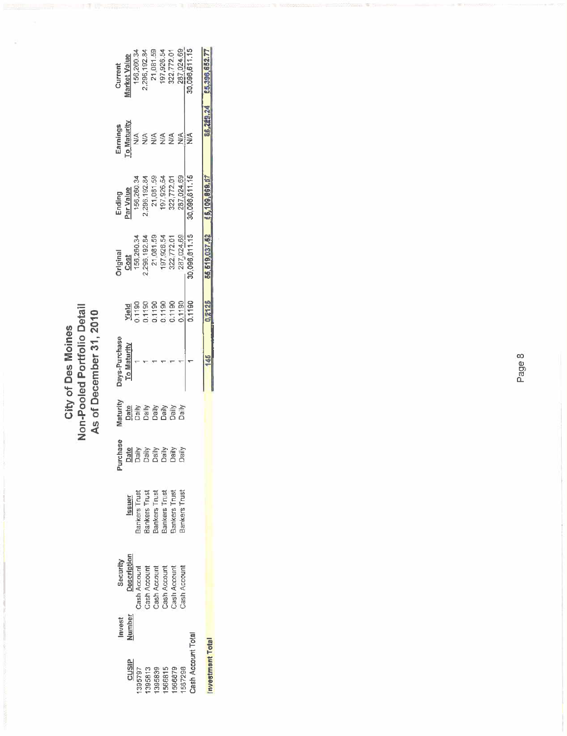# City of Des Moines
## Non-Pooled Portfolio Detail
### As of December 31, 2010

| CUSIP | Invest Number | Security Description | Issuer | Purchase Date | Maturity Date | Days-Purchase To Maturity | Yield | Original Cost | Ending Par Value | Earnings To Maturity | Current Market Value |
|---|---|---|---|---|---|---|---|---|---|---|---|
| 1395797 | | Cash Account | Bankers Trust | Daily | Daily | 1 | 0.1190 | 156,260.34 | 156,260.34 | N/A | 156,260.34 |
| 1395813 | | Cash Account | Bankers Trust | Daily | Daily | 1 | 0.1190 | 2,296,192.84 | 2,296,192.84 | N/A | 2,296,192.84 |
| 1395839 | | Cash Account | Bankers Trust | Daily | Daily | 1 | 0.1190 | 21,081.59 | 21,081.59 | N/A | 21,081.59 |
| 1566815 | | Cash Account | Bankers Trust | Daily | Daily | 1 | 0.1190 | 197,926.54 | 197,926.54 | N/A | 197,926.54 |
| 1566879 | | Cash Account | Bankers Trust | Daily | Daily | 1 | 0.1190 | 322,772.01 | 322,772.01 | N/A | 322,772.01 |
| 1567298 | | Cash Account | Bankers Trust | Daily | Daily | 1 | 0.1190 | 287,024.69 | 287,024.69 | N/A | 287,024.69 |
| Cash Account Total | | | | | | 1 | 0.1190 | 30,096,611.15 | 30,096,611.15 | N/A | 30,096,611.15 |
| **Investment Total** | | | | | | 145 | 0.3125 | 55,519,037.62 | 55,109,869.57 | 85,285.24 | 55,396,652.77 |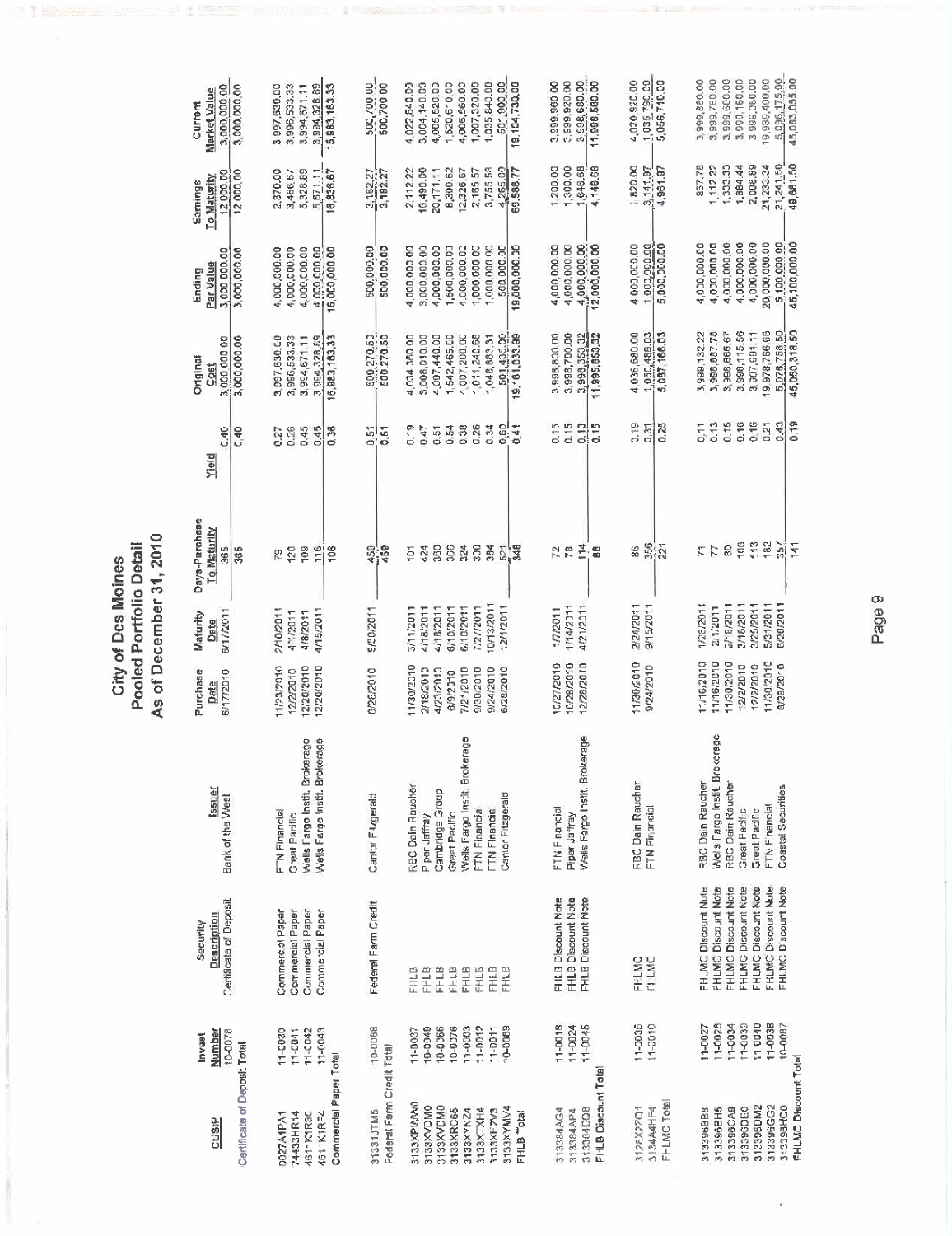# City of Des Moines
## Pooled Portfolio Detail
### As of December 31, 2010

| CUSIP | Invest Number | Security Description | Issuer | Purchase Date | Maturity Date | Days-Purchase To Maturity | Yield | Original Cost | Ending Par Value | Earnings To Maturity | Current Market Value |
|---|---|---|---|---|---|---|---|---|---|---|---|
| | 10-0078 | Certificate of Deposit | Bank of the West | 6/17/2010 | 6/17/2011 | 365 | 0.40 | 3,000,000.00 | 3,000,000.00 | 12,000.00 | 3,000,000.00 |
| Certificate of Deposit Total | | | | | | 365 | 0.40 | 3,000,000.00 | 3,000,000.00 | 12,000.00 | 3,000,000.00 |
| | | | | | | | | | | | |
| 0027A1PA1 | 11-0030 | Commercial Paper | FTN Financial | 11/23/2010 | 2/10/2011 | 79 | 0.27 | 3,997,630.00 | 4,000,000.00 | 2,370.00 | 3,997,630.00 |
| 74433HR14 | 11-0041 | Commercial Paper | Great Pacific | 12/2/2010 | 4/1/2011 | 120 | 0.26 | 3,996,533.33 | 4,000,000.00 | 3,466.67 | 3,996,533.33 |
| 4611K1R80 | 11-0042 | Commercial Paper | Wells Fargo Instit. Brokerage | 12/20/2010 | 4/8/2011 | 109 | 0.45 | 3,994,671.11 | 4,000,000.00 | 5,328.89 | 3,994,671.11 |
| 4611K1RF4 | 11-0043 | Commercial Paper | Wells Fargo Instit. Brokerage | 12/20/2010 | 4/15/2011 | 116 | 0.45 | 3,994,328.89 | 4,000,000.00 | 5,671.11 | 3,994,328.89 |
| Commercial Paper Total | | | | | | 106 | 0.38 | 15,983,163.33 | 16,000,000.00 | 16,836.67 | 15,983,163.33 |
| | | | | | | | | | | | |
| 31331JTM5 | 10-0068 | Federal Farm Credit | Cantor Fitzgerald | 6/28/2010 | 9/30/2011 | 459 | 0.51 | 500,270.50 | 500,000.00 | 3,182.27 | 500,700.00 |
| Federal Farm Credit Total | | | | | | 459 | 0.51 | 500,270.50 | 500,000.00 | 3,182.27 | 500,700.00 |
| | | | | | | | | | | | |
| 3133XPWW0 | 11-0037 | FHLB | RBC Dain Raucher | 11/30/2010 | 3/11/2011 | 101 | 0.19 | 4,034,360.00 | 4,000,000.00 | 2,112.22 | 4,022,840.00 |
| 3133XVDM0 | 10-0049 | FHLB | Piper Jaffray | 2/18/2010 | 4/18/2011 | 424 | 0.47 | 3,008,010.00 | 3,000,000.00 | 16,490.00 | 3,004,140.00 |
| 3133XVDM0 | 10-0066 | FHLB | Cambridge Group | 4/23/2010 | 4/18/2011 | 360 | 0.51 | 4,007,440.00 | 4,000,000.00 | 20,171.11 | 4,005,520.00 |
| 3133XRC65 | 10-0076 | FHLB | Great Pacific | 6/9/2010 | 6/10/2011 | 366 | 0.54 | 1,542,465.00 | 1,500,000.00 | 8,300.62 | 1,520,610.00 |
| 3133XYNZ4 | 11-0003 | FHLB | Wells Fargo Instit. Brokerage | 7/21/2010 | 6/10/2011 | 324 | 0.38 | 4,007,200.00 | 4,000,000.00 | 12,328.67 | 4,006,560.00 |
| 3133XTXH4 | 11-0012 | FHLB | FTN Financial | 9/30/2010 | 7/27/2011 | 300 | 0.26 | 1,011,240.68 | 1,000,000.00 | 2,165.57 | 1,007,320.00 |
| 3133XF2V3 | 11-0011 | FHLB | FTN Financial | 9/24/2010 | 10/13/2011 | 384 | 0.34 | 1,048,663.31 | 1,000,000.00 | 3,755.58 | 1,035,840.00 |
| 3133XYMV4 | 10-0089 | FHLB | Cantor Fitzgerald | 6/28/2010 | 12/1/2011 | 521 | 0.60 | 501,435.00 | 500,000.00 | 4,265.00 | 501,900.00 |
| FHLB Total | | | | | | 348 | 0.41 | 19,161,033.99 | 19,000,000.00 | 69,588.77 | 19,104,730.00 |
| | | | | | | | | | | | |
| 313384AG4 | 11-0018 | FHLB Discount Note | FTN Financial | 10/27/2010 | 1/7/2011 | 72 | 0.15 | 3,998,800.00 | 4,000,000.00 | 1,200.00 | 3,999,960.00 |
| 313384AP4 | 11-0024 | FHLB Discount Note | Piper Jaffray | 10/28/2010 | 1/14/2011 | 78 | 0.15 | 3,998,700.00 | 4,000,000.00 | 1,300.00 | 3,999,920.00 |
| 313384EQ8 | 11-0045 | FHLB Discount Note | Wells Fargo Instit. Brokerage | 12/28/2010 | 4/21/2011 | 114 | 0.13 | 3,998,353.32 | 4,000,000.00 | 1,646.68 | 3,998,680.00 |
| FHLB Discount Total | | | | | | 88 | 0.15 | 11,995,853.32 | 12,000,000.00 | 4,146.68 | 11,998,560.00 |
| | | | | | | | | | | | |
| 3128X2ZQ1 | 11-0035 | FHLMC | RBC Dain Raucher | 11/30/2010 | 2/24/2011 | 86 | 0.19 | 4,036,680.00 | 4,000,000.00 | 1,820.00 | 4,020,920.00 |
| 3134A4HF4 | 11-0010 | FHLMC | FTN Financial | 9/24/2010 | 9/15/2011 | 356 | 0.31 | 1,050,486.03 | 1,000,000.00 | 3,141.97 | 1,035,790.00 |
| FHLMC Total | | | | | | 221 | 0.25 | 5,087,166.03 | 5,000,000.00 | 4,961.97 | 5,056,710.00 |
| | | | | | | | | | | | |
| 313396BB8 | 11-0027 | FHLMC Discount Note | RBC Dain Raucher | 11/16/2010 | 1/26/2011 | 71 | 0.11 | 3,999,132.22 | 4,000,000.00 | 867.78 | 3,999,880.00 |
| 313396BH5 | 11-0028 | FHLMC Discount Note | Wells Fargo Instit. Brokerage | 11/16/2010 | 2/1/2011 | 77 | 0.13 | 3,998,887.78 | 4,000,000.00 | 1,112.22 | 3,999,760.00 |
| 313396CA9 | 11-0034 | FHLMC Discount Note | RBC Dain Raucher | 11/30/2010 | 2/18/2011 | 80 | 0.15 | 3,998,666.67 | 4,000,000.00 | 1,333.33 | 3,999,600.00 |
| 313396DE0 | 11-0039 | FHLMC Discount Note | Great Pacific | 12/2/2010 | 3/18/2011 | 106 | 0.16 | 3,998,115.56 | 4,000,000.00 | 1,884.44 | 3,999,160.00 |
| 313396DM2 | 11-0040 | FHLMC Discount Note | Great Pacific | 12/2/2010 | 3/25/2011 | 113 | 0.16 | 3,997,991.11 | 4,000,000.00 | 2,008.89 | 3,999,080.00 |
| 313396GG2 | 11-0038 | FHLMC Discount Note | FTN Financial | 11/30/2010 | 5/31/2011 | 182 | 0.21 | 19,978,766.66 | 20,000,000.00 | 21,233.34 | 19,989,400.00 |
| 313396HC0 | 10-0087 | FHLMC Discount Note | Coastal Securities | 6/28/2010 | 6/20/2011 | 357 | 0.43 | 5,078,758.50 | 5,100,000.00 | 21,241.50 | 5,096,175.00 |
| FHLMC Discount Total | | | | | | 141 | 0.19 | 45,050,318.50 | 45,100,000.00 | 49,681.50 | 45,083,055.00 |